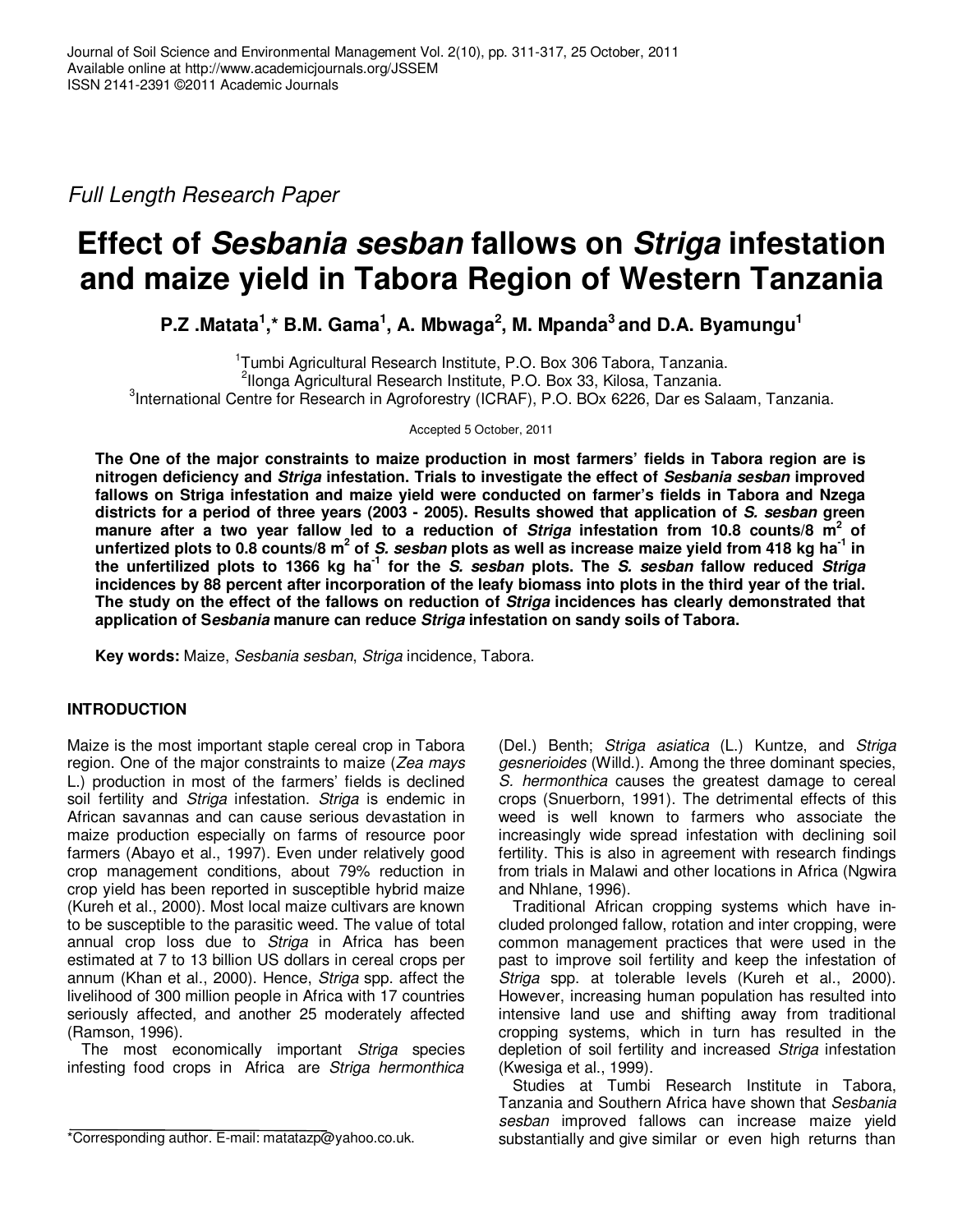Journal of Soil Science and Environmental Management Vol. 2(10), pp. 311-317, 25 October, 2011
Available online at http://www.academicjournals.org/JSSEM
ISSN 2141-2391 ©2011 Academic Journals

*Full Length Research Paper*

# Effect of *Sesbania sesban* fallows on *Striga* infestation and maize yield in Tabora Region of Western Tanzania

**P.Z .Matata[1],* B.M. Gama[1], A. Mbwaga[2], M. Mpanda[3] and D.A. Byamungu[1]**

[1]Tumbi Agricultural Research Institute, P.O. Box 306 Tabora, Tanzania.
[2]Ilonga Agricultural Research Institute, P.O. Box 33, Kilosa, Tanzania.
[3]International Centre for Research in Agroforestry (ICRAF), P.O. BOx 6226, Dar es Salaam, Tanzania.

Accepted 5 October, 2011

**The One of the major constraints to maize production in most farmers' fields in Tabora region are is nitrogen deficiency and *Striga* infestation. Trials to investigate the effect of *Sesbania sesban* improved fallows on Striga infestation and maize yield were conducted on farmer's fields in Tabora and Nzega districts for a period of three years (2003 - 2005). Results showed that application of *S. sesban* green manure after a two year fallow led to a reduction of *Striga* infestation from 10.8 counts/8 $m^2$ of unfertized plots to 0.8 counts/8 $m^2$ of *S. sesban* plots as well as increase maize yield from 418 kg $ha^{-1}$ in the unfertilized plots to 1366 kg $ha^{-1}$ for the *S. sesban* plots. The *S. sesban* fallow reduced *Striga* incidences by 88 percent after incorporation of the leafy biomass into plots in the third year of the trial. The study on the effect of the fallows on reduction of *Striga* incidences has clearly demonstrated that application of S*esbania* manure can reduce *Striga* infestation on sandy soils of Tabora.**

**Key words:** Maize, *Sesbania sesban*, *Striga* incidence, Tabora.

## INTRODUCTION

Maize is the most important staple cereal crop in Tabora region. One of the major constraints to maize (*Zea mays* L.) production in most of the farmers' fields is declined soil fertility and *Striga* infestation. *Striga* is endemic in African savannas and can cause serious devastation in maize production especially on farms of resource poor farmers (Abayo et al., 1997). Even under relatively good crop management conditions, about 79% reduction in crop yield has been reported in susceptible hybrid maize (Kureh et al., 2000). Most local maize cultivars are known to be susceptible to the parasitic weed. The value of total annual crop loss due to *Striga* in Africa has been estimated at 7 to 13 billion US dollars in cereal crops per annum (Khan et al., 2000). Hence, *Striga* spp. affect the livelihood of 300 million people in Africa with 17 countries seriously affected, and another 25 moderately affected (Ramson, 1996).

The most economically important *Striga* species infesting food crops in Africa are *Striga hermonthica* (Del.) Benth; *Striga asiatica* (L.) Kuntze, and *Striga gesnerioides* (Willd.). Among the three dominant species, *S. hermonthica* causes the greatest damage to cereal crops (Snuerborn, 1991). The detrimental effects of this weed is well known to farmers who associate the increasingly wide spread infestation with declining soil fertility. This is also in agreement with research findings from trials in Malawi and other locations in Africa (Ngwira and Nhlane, 1996).

Traditional African cropping systems which have included prolonged fallow, rotation and inter cropping, were common management practices that were used in the past to improve soil fertility and keep the infestation of *Striga* spp. at tolerable levels (Kureh et al., 2000). However, increasing human population has resulted into intensive land use and shifting away from traditional cropping systems, which in turn has resulted in the depletion of soil fertility and increased *Striga* infestation (Kwesiga et al., 1999).

Studies at Tumbi Research Institute in Tabora, Tanzania and Southern Africa have shown that *Sesbania sesban* improved fallows can increase maize yield substantially and give similar or even high returns than

*Corresponding author. E-mail: matatazp@yahoo.co.uk.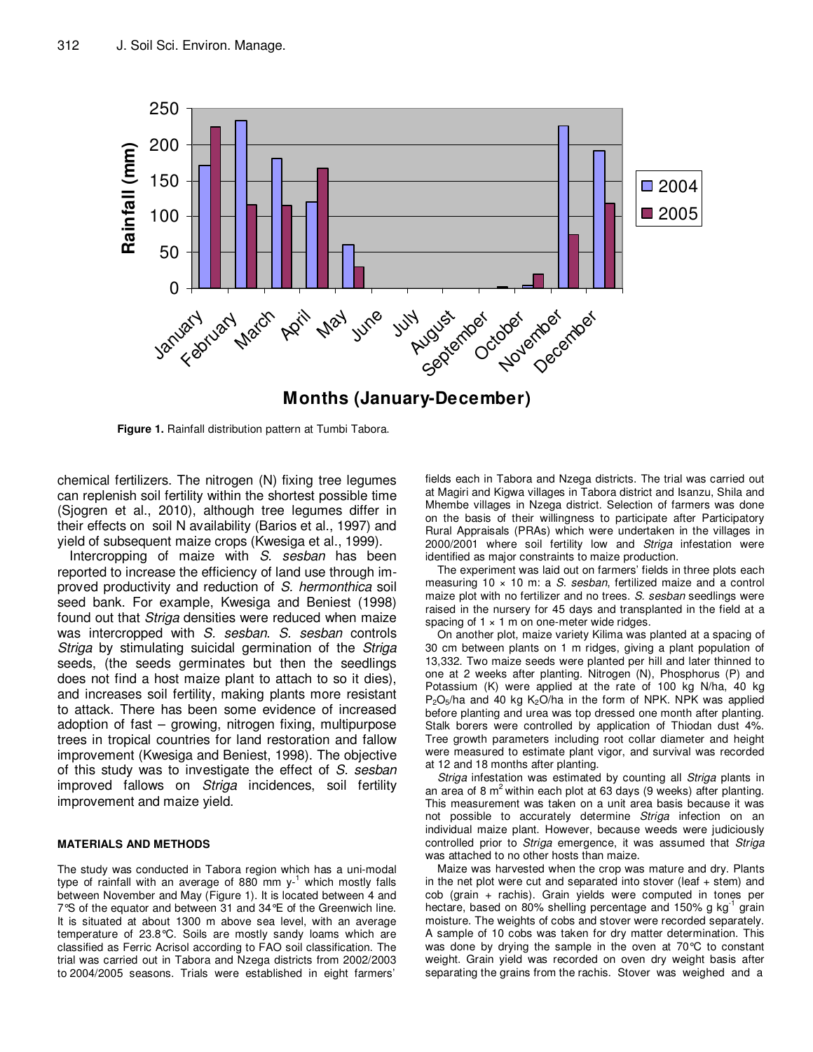Figure 1. Rainfall distribution pattern at Tumbi Tabora.

chemical fertilizers. The nitrogen (N) fixing tree legumes can replenish soil fertility within the shortest possible time (Sjogren et al., 2010), although tree legumes differ in their effects on soil N availability (Barios et al., 1997) and yield of subsequent maize crops (Kwesiga et al., 1999).

Intercropping of maize with *S. sesban* has been reported to increase the efficiency of land use through improved productivity and reduction of *S. hermonthica* soil seed bank. For example, Kwesiga and Beniest (1998) found out that *Striga* densities were reduced when maize was intercropped with *S. sesban*. *S. sesban* controls *Striga* by stimulating suicidal germination of the *Striga* seeds, (the seeds germinates but then the seedlings does not find a host maize plant to attach to so it dies), and increases soil fertility, making plants more resistant to attack. There has been some evidence of increased adoption of fast – growing, nitrogen fixing, multipurpose trees in tropical countries for land restoration and fallow improvement (Kwesiga and Beniest, 1998). The objective of this study was to investigate the effect of *S. sesban* improved fallows on *Striga* incidences, soil fertility improvement and maize yield.

## MATERIALS AND METHODS

The study was conducted in Tabora region which has a uni-modal type of rainfall with an average of 880 mm $y^{-1}$ which mostly falls between November and May (Figure 1). It is located between 4 and 7°S of the equator and between 31 and 34°E of the Greenwich line. It is situated at about 1300 m above sea level, with an average temperature of 23.8°C. Soils are mostly sandy loams which are classified as Ferric Acrisol according to FAO soil classification. The trial was carried out in Tabora and Nzega districts from 2002/2003 to 2004/2005 seasons. Trials were established in eight farmers' fields each in Tabora and Nzega districts. The trial was carried out at Magiri and Kigwa villages in Tabora district and Isanzu, Shila and Mhembe villages in Nzega district. Selection of farmers was done on the basis of their willingness to participate after Participatory Rural Appraisals (PRAs) which were undertaken in the villages in 2000/2001 where soil fertility low and *Striga* infestation were identified as major constraints to maize production.

The experiment was laid out on farmers' fields in three plots each measuring 10 × 10 m: a *S. sesban*, fertilized maize and a control maize plot with no fertilizer and no trees. *S. sesban* seedlings were raised in the nursery for 45 days and transplanted in the field at a spacing of 1 × 1 m on one-meter wide ridges.

On another plot, maize variety Kilima was planted at a spacing of 30 cm between plants on 1 m ridges, giving a plant population of 13,332. Two maize seeds were planted per hill and later thinned to one at 2 weeks after planting. Nitrogen (N), Phosphorus (P) and Potassium (K) were applied at the rate of 100 kg N/ha, 40 kg $P_2O_5$/ha and 40 kg $K_2O$/ha in the form of NPK. NPK was applied before planting and urea was top dressed one month after planting. Stalk borers were controlled by application of Thiodan dust 4%. Tree growth parameters including root collar diameter and height were measured to estimate plant vigor, and survival was recorded at 12 and 18 months after planting.

*Striga* infestation was estimated by counting all *Striga* plants in an area of 8 $m^2$ within each plot at 63 days (9 weeks) after planting. This measurement was taken on a unit area basis because it was not possible to accurately determine *Striga* infection on an individual maize plant. However, because weeds were judiciously controlled prior to *Striga* emergence, it was assumed that *Striga* was attached to no other hosts than maize.

Maize was harvested when the crop was mature and dry. Plants in the net plot were cut and separated into stover (leaf + stem) and cob (grain + rachis). Grain yields were computed in tones per hectare, based on 80% shelling percentage and 150% g $kg^{-1}$ grain moisture. The weights of cobs and stover were recorded separately. A sample of 10 cobs was taken for dry matter determination. This was done by drying the sample in the oven at 70°C to constant weight. Grain yield was recorded on oven dry weight basis after separating the grains from the rachis. Stover was weighed and a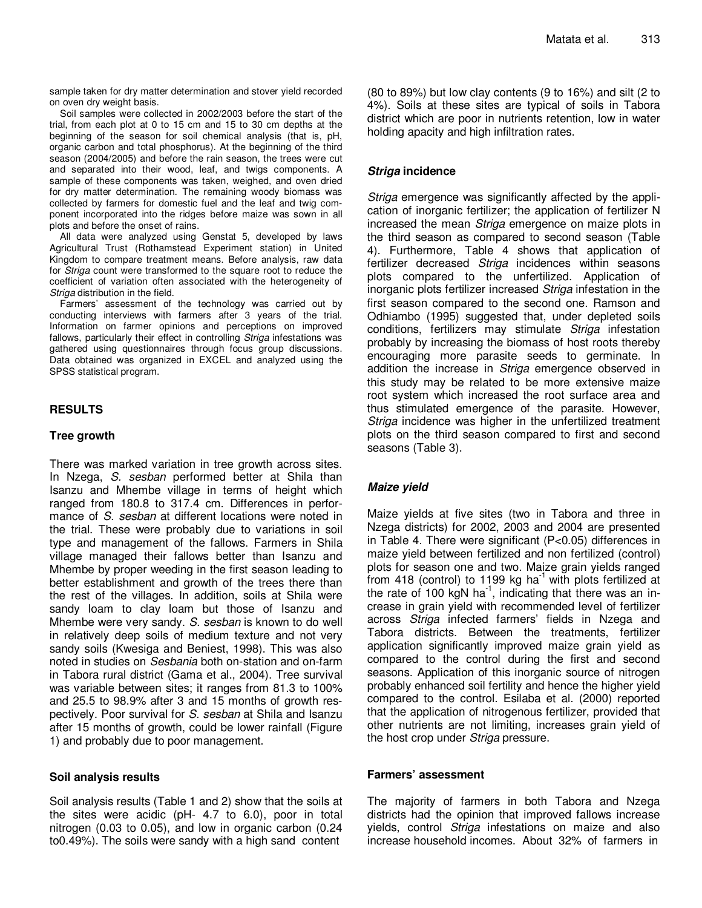sample taken for dry matter determination and stover yield recorded on oven dry weight basis.

Soil samples were collected in 2002/2003 before the start of the trial, from each plot at 0 to 15 cm and 15 to 30 cm depths at the beginning of the season for soil chemical analysis (that is, pH, organic carbon and total phosphorus). At the beginning of the third season (2004/2005) and before the rain season, the trees were cut and separated into their wood, leaf, and twigs components. A sample of these components was taken, weighed, and oven dried for dry matter determination. The remaining woody biomass was collected by farmers for domestic fuel and the leaf and twig component incorporated into the ridges before maize was sown in all plots and before the onset of rains.

All data were analyzed using Genstat 5, developed by laws Agricultural Trust (Rothamstead Experiment station) in United Kingdom to compare treatment means. Before analysis, raw data for *Striga* count were transformed to the square root to reduce the coefficient of variation often associated with the heterogeneity of *Striga* distribution in the field.

Farmers' assessment of the technology was carried out by conducting interviews with farmers after 3 years of the trial. Information on farmer opinions and perceptions on improved fallows, particularly their effect in controlling *Striga* infestations was gathered using questionnaires through focus group discussions. Data obtained was organized in EXCEL and analyzed using the SPSS statistical program.

## RESULTS

### Tree growth

There was marked variation in tree growth across sites. In Nzega, *S. sesban* performed better at Shila than Isanzu and Mhembe village in terms of height which ranged from 180.8 to 317.4 cm. Differences in performance of *S. sesban* at different locations were noted in the trial. These were probably due to variations in soil type and management of the fallows. Farmers in Shila village managed their fallows better than Isanzu and Mhembe by proper weeding in the first season leading to better establishment and growth of the trees there than the rest of the villages. In addition, soils at Shila were sandy loam to clay loam but those of Isanzu and Mhembe were very sandy. *S. sesban* is known to do well in relatively deep soils of medium texture and not very sandy soils (Kwesiga and Beniest, 1998). This was also noted in studies on *Sesbania* both on-station and on-farm in Tabora rural district (Gama et al., 2004). Tree survival was variable between sites; it ranges from 81.3 to 100% and 25.5 to 98.9% after 3 and 15 months of growth respectively. Poor survival for *S. sesban* at Shila and Isanzu after 15 months of growth, could be lower rainfall (Figure 1) and probably due to poor management.

### Soil analysis results

Soil analysis results (Table 1 and 2) show that the soils at the sites were acidic (pH- 4.7 to 6.0), poor in total nitrogen (0.03 to 0.05), and low in organic carbon (0.24 to0.49%). The soils were sandy with a high sand content (80 to 89%) but low clay contents (9 to 16%) and silt (2 to 4%). Soils at these sites are typical of soils in Tabora district which are poor in nutrients retention, low in water holding apacity and high infiltration rates.

### *Striga* incidence

*Striga* emergence was significantly affected by the application of inorganic fertilizer; the application of fertilizer N increased the mean *Striga* emergence on maize plots in the third season as compared to second season (Table 4). Furthermore, Table 4 shows that application of fertilizer decreased *Striga* incidences within seasons plots compared to the unfertilized. Application of inorganic plots fertilizer increased *Striga* infestation in the first season compared to the second one. Ramson and Odhiambo (1995) suggested that, under depleted soils conditions, fertilizers may stimulate *Striga* infestation probably by increasing the biomass of host roots thereby encouraging more parasite seeds to germinate. In addition the increase in *Striga* emergence observed in this study may be related to be more extensive maize root system which increased the root surface area and thus stimulated emergence of the parasite. However, *Striga* incidence was higher in the unfertilized treatment plots on the third season compared to first and second seasons (Table 3).

### *Maize yield*

Maize yields at five sites (two in Tabora and three in Nzega districts) for 2002, 2003 and 2004 are presented in Table 4. There were significant ($P<0.05$) differences in maize yield between fertilized and non fertilized (control) plots for season one and two. Maize grain yields ranged from 418 (control) to 1199 kg ha$^{-1}$ with plots fertilized at the rate of 100 kgN ha$^{-1}$, indicating that there was an increase in grain yield with recommended level of fertilizer across *Striga* infected farmers' fields in Nzega and Tabora districts. Between the treatments, fertilizer application significantly improved maize grain yield as compared to the control during the first and second seasons. Application of this inorganic source of nitrogen probably enhanced soil fertility and hence the higher yield compared to the control. Esilaba et al. (2000) reported that the application of nitrogenous fertilizer, provided that other nutrients are not limiting, increases grain yield of the host crop under *Striga* pressure.

### Farmers' assessment

The majority of farmers in both Tabora and Nzega districts had the opinion that improved fallows increase yields, control *Striga* infestations on maize and also increase household incomes. About 32% of farmers in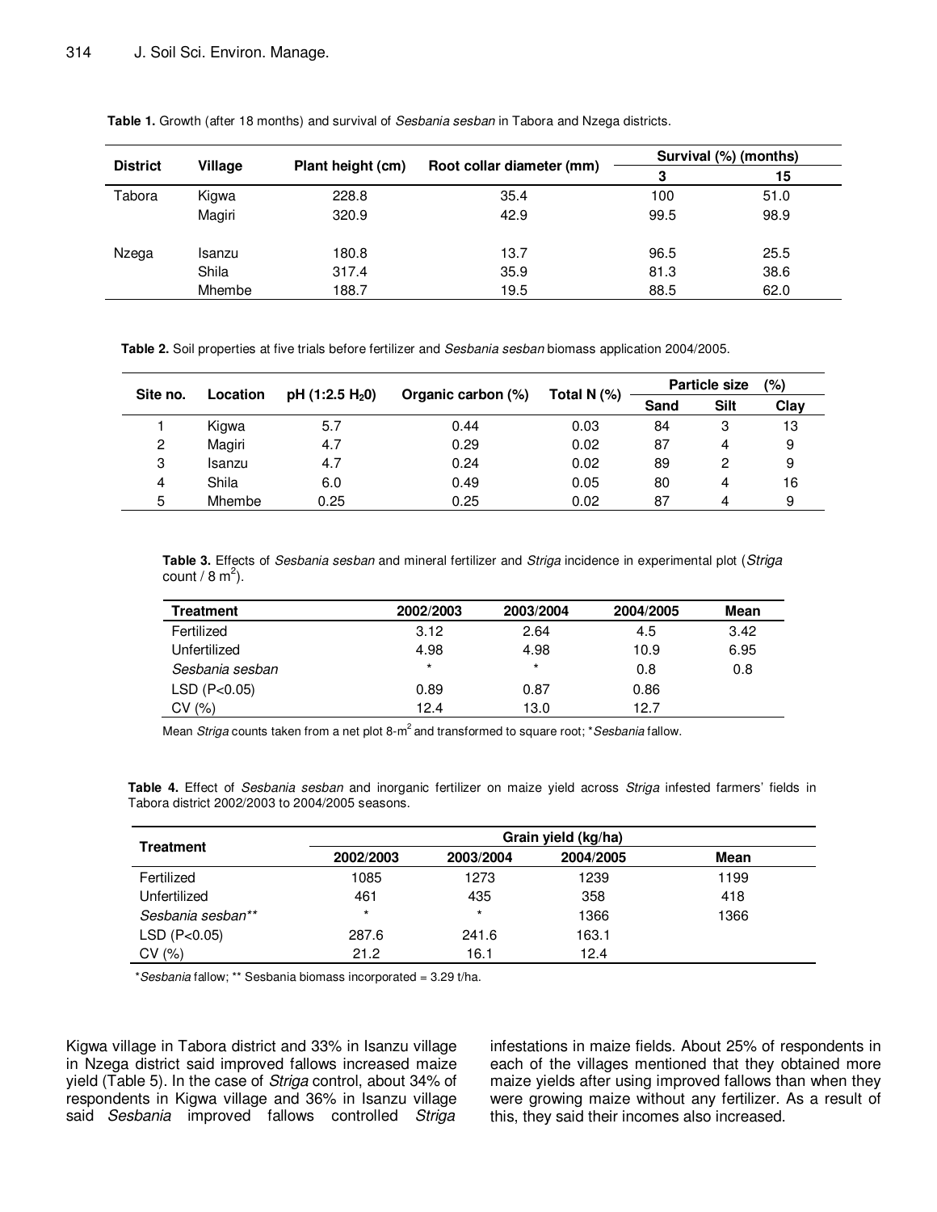**Table 1.** Growth (after 18 months) and survival of *Sesbania sesban* in Tabora and Nzega districts.

| District | Village | Plant height (cm) | Root collar diameter (mm) | Survival (%) (months) | |
|---|---|---|---|---|---|
| | | | | 3 | 15 |
| Tabora | Kigwa | 228.8 | 35.4 | 100 | 51.0 |
| | Magiri | 320.9 | 42.9 | 99.5 | 98.9 |
| Nzega | Isanzu | 180.8 | 13.7 | 96.5 | 25.5 |
| | Shila | 317.4 | 35.9 | 81.3 | 38.6 |
| | Mhembe | 188.7 | 19.5 | 88.5 | 62.0 |

**Table 2.** Soil properties at five trials before fertilizer and *Sesbania sesban* biomass application 2004/2005.

| Site no. | Location | pH (1:2.5 $H_2$0) | Organic carbon (%) | Total N (%) | Particle size (%) | | |
|---|---|---|---|---|---|---|---|
| | | | | | Sand | Silt | Clay |
| 1 | Kigwa | 5.7 | 0.44 | 0.03 | 84 | 3 | 13 |
| 2 | Magiri | 4.7 | 0.29 | 0.02 | 87 | 4 | 9 |
| 3 | Isanzu | 4.7 | 0.24 | 0.02 | 89 | 2 | 9 |
| 4 | Shila | 6.0 | 0.49 | 0.05 | 80 | 4 | 16 |
| 5 | Mhembe | 0.25 | 0.25 | 0.02 | 87 | 4 | 9 |

**Table 3.** Effects of *Sesbania sesban* and mineral fertilizer and *Striga* incidence in experimental plot (*Striga* count / 8 $m^2$).

| Treatment | 2002/2003 | 2003/2004 | 2004/2005 | Mean |
|---|---|---|---|---|
| Fertilized | 3.12 | 2.64 | 4.5 | 3.42 |
| Unfertilized | 4.98 | 4.98 | 10.9 | 6.95 |
| *Sesbania sesban* | * | * | 0.8 | 0.8 |
| LSD (P<0.05) | 0.89 | 0.87 | 0.86 | |
| CV (%) | 12.4 | 13.0 | 12.7 | |

Mean *Striga* counts taken from a net plot 8-$m^2$ and transformed to square root; **Sesbania* fallow.

**Table 4.** Effect of *Sesbania sesban* and inorganic fertilizer on maize yield across *Striga* infested farmers' fields in Tabora district 2002/2003 to 2004/2005 seasons.

| Treatment | Grain yield (kg/ha) | | | |
|---|---|---|---|---|
| | 2002/2003 | 2003/2004 | 2004/2005 | Mean |
| Fertilized | 1085 | 1273 | 1239 | 1199 |
| Unfertilized | 461 | 435 | 358 | 418 |
| *Sesbania sesban*** | * | * | 1366 | 1366 |
| LSD (P<0.05) | 287.6 | 241.6 | 163.1 | |
| CV (%) | 21.2 | 16.1 | 12.4 | |

**Sesbania* fallow; ** Sesbania biomass incorporated = 3.29 t/ha.

Kigwa village in Tabora district and 33% in Isanzu village in Nzega district said improved fallows increased maize yield (Table 5). In the case of *Striga* control, about 34% of respondents in Kigwa village and 36% in Isanzu village said *Sesbania* improved fallows controlled *Striga* infestations in maize fields. About 25% of respondents in each of the villages mentioned that they obtained more maize yields after using improved fallows than when they were growing maize without any fertilizer. As a result of this, they said their incomes also increased.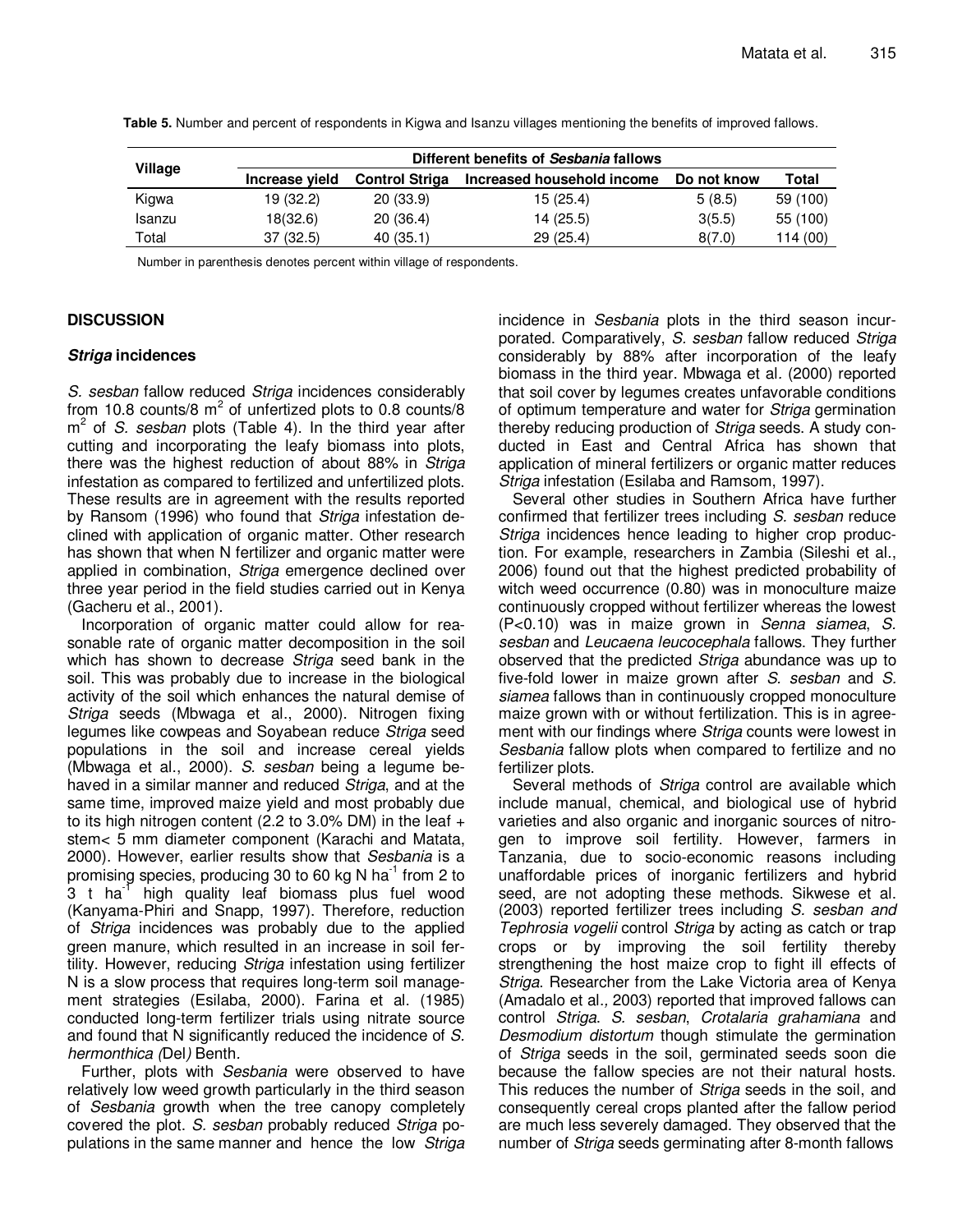**Table 5.** Number and percent of respondents in Kigwa and Isanzu villages mentioning the benefits of improved fallows.

| Village | Different benefits of *Sesbania* fallows | | | | |
|---|---|---|---|---|---|
| | Increase yield | Control Striga | Increased household income | Do not know | Total |
| Kigwa | 19 (32.2) | 20 (33.9) | 15 (25.4) | 5 (8.5) | 59 (100) |
| Isanzu | 18(32.6) | 20 (36.4) | 14 (25.5) | 3(5.5) | 55 (100) |
| Total | 37 (32.5) | 40 (35.1) | 29 (25.4) | 8(7.0) | 114 (00) |

Number in parenthesis denotes percent within village of respondents.

## DISCUSSION

### *Striga* incidences

*S. sesban* fallow reduced *Striga* incidences considerably from 10.8 counts/8 $m^2$ of unfertized plots to 0.8 counts/8 $m^2$ of *S. sesban* plots (Table 4). In the third year after cutting and incorporating the leafy biomass into plots, there was the highest reduction of about 88% in *Striga* infestation as compared to fertilized and unfertilized plots. These results are in agreement with the results reported by Ransom (1996) who found that *Striga* infestation declined with application of organic matter. Other research has shown that when N fertilizer and organic matter were applied in combination, *Striga* emergence declined over three year period in the field studies carried out in Kenya (Gacheru et al., 2001).

Incorporation of organic matter could allow for reasonable rate of organic matter decomposition in the soil which has shown to decrease *Striga* seed bank in the soil. This was probably due to increase in the biological activity of the soil which enhances the natural demise of *Striga* seeds (Mbwaga et al., 2000). Nitrogen fixing legumes like cowpeas and Soyabean reduce *Striga* seed populations in the soil and increase cereal yields (Mbwaga et al., 2000). *S. sesban* being a legume behaved in a similar manner and reduced *Striga*, and at the same time, improved maize yield and most probably due to its high nitrogen content (2.2 to 3.0% DM) in the leaf + stem< 5 mm diameter component (Karachi and Matata, 2000). However, earlier results show that *Sesbania* is a promising species, producing 30 to 60 kg N $ha^{-1}$ from 2 to 3 t $ha^{-1}$ high quality leaf biomass plus fuel wood (Kanyama-Phiri and Snapp, 1997). Therefore, reduction of *Striga* incidences was probably due to the applied green manure, which resulted in an increase in soil fertility. However, reducing *Striga* infestation using fertilizer N is a slow process that requires long-term soil management strategies (Esilaba, 2000). Farina et al. (1985) conducted long-term fertilizer trials using nitrate source and found that N significantly reduced the incidence of *S. hermonthica (*Del*)* Benth.

Further, plots with *Sesbania* were observed to have relatively low weed growth particularly in the third season of *Sesbania* growth when the tree canopy completely covered the plot. *S. sesban* probably reduced *Striga* populations in the same manner and hence the low *Striga* incidence in *Sesbania* plots in the third season incurporated. Comparatively, *S. sesban* fallow reduced *Striga* considerably by 88% after incorporation of the leafy biomass in the third year. Mbwaga et al. (2000) reported that soil cover by legumes creates unfavorable conditions of optimum temperature and water for *Striga* germination thereby reducing production of *Striga* seeds. A study conducted in East and Central Africa has shown that application of mineral fertilizers or organic matter reduces *Striga* infestation (Esilaba and Ramsom, 1997).

Several other studies in Southern Africa have further confirmed that fertilizer trees including *S. sesban* reduce *Striga* incidences hence leading to higher crop production. For example, researchers in Zambia (Sileshi et al., 2006) found out that the highest predicted probability of witch weed occurrence (0.80) was in monoculture maize continuously cropped without fertilizer whereas the lowest ($P<0.10$) was in maize grown in *Senna siamea*, *S. sesban* and *Leucaena leucocephala* fallows. They further observed that the predicted *Striga* abundance was up to five-fold lower in maize grown after *S. sesban* and *S. siamea* fallows than in continuously cropped monoculture maize grown with or without fertilization. This is in agreement with our findings where *Striga* counts were lowest in *Sesbania* fallow plots when compared to fertilize and no fertilizer plots.

Several methods of *Striga* control are available which include manual, chemical, and biological use of hybrid varieties and also organic and inorganic sources of nitrogen to improve soil fertility. However, farmers in Tanzania, due to socio-economic reasons including unaffordable prices of inorganic fertilizers and hybrid seed, are not adopting these methods. Sikwese et al. (2003) reported fertilizer trees including *S. sesban and Tephrosia vogelii* control *Striga* by acting as catch or trap crops or by improving the soil fertility thereby strengthening the host maize crop to fight ill effects of *Striga*. Researcher from the Lake Victoria area of Kenya (Amadalo et al*.,* 2003) reported that improved fallows can control *Striga*. *S. sesban*, *Crotalaria grahamiana* and *Desmodium distortum* though stimulate the germination of *Striga* seeds in the soil, germinated seeds soon die because the fallow species are not their natural hosts. This reduces the number of *Striga* seeds in the soil, and consequently cereal crops planted after the fallow period are much less severely damaged. They observed that the number of *Striga* seeds germinating after 8-month fallows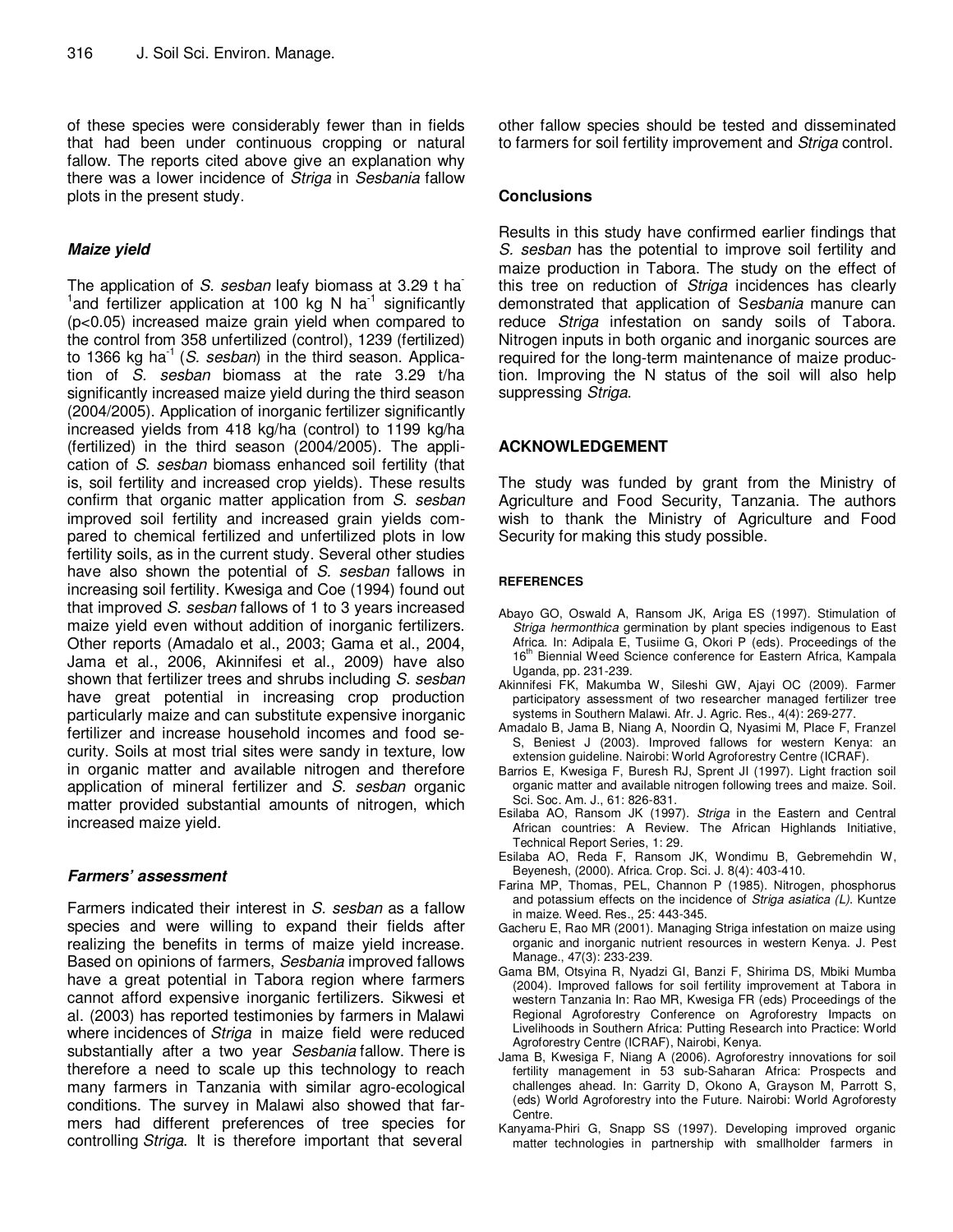of these species were considerably fewer than in fields that had been under continuous cropping or natural fallow. The reports cited above give an explanation why there was a lower incidence of *Striga* in *Sesbania* fallow plots in the present study.

### *Maize yield*

The application of *S. sesban* leafy biomass at 3.29 t $ha^{-1}$ and fertilizer application at 100 kg N $ha^{-1}$ significantly ($p<0.05$) increased maize grain yield when compared to the control from 358 unfertilized (control), 1239 (fertilized) to 1366 kg $ha^{-1}$ (*S. sesban*) in the third season. Application of *S. sesban* biomass at the rate 3.29 t/ha significantly increased maize yield during the third season (2004/2005). Application of inorganic fertilizer significantly increased yields from 418 kg/ha (control) to 1199 kg/ha (fertilized) in the third season (2004/2005). The application of *S. sesban* biomass enhanced soil fertility (that is, soil fertility and increased crop yields). These results confirm that organic matter application from *S. sesban* improved soil fertility and increased grain yields compared to chemical fertilized and unfertilized plots in low fertility soils, as in the current study. Several other studies have also shown the potential of *S. sesban* fallows in increasing soil fertility. Kwesiga and Coe (1994) found out that improved *S. sesban* fallows of 1 to 3 years increased maize yield even without addition of inorganic fertilizers. Other reports (Amadalo et al., 2003; Gama et al., 2004, Jama et al., 2006, Akinnifesi et al., 2009) have also shown that fertilizer trees and shrubs including *S. sesban* have great potential in increasing crop production particularly maize and can substitute expensive inorganic fertilizer and increase household incomes and food security. Soils at most trial sites were sandy in texture, low in organic matter and available nitrogen and therefore application of mineral fertilizer and *S. sesban* organic matter provided substantial amounts of nitrogen, which increased maize yield.

### *Farmers' assessment*

Farmers indicated their interest in *S. sesban* as a fallow species and were willing to expand their fields after realizing the benefits in terms of maize yield increase. Based on opinions of farmers, *Sesbania* improved fallows have a great potential in Tabora region where farmers cannot afford expensive inorganic fertilizers. Sikwesi et al. (2003) has reported testimonies by farmers in Malawi where incidences of *Striga* in maize field were reduced substantially after a two year *Sesbania* fallow. There is therefore a need to scale up this technology to reach many farmers in Tanzania with similar agro-ecological conditions. The survey in Malawi also showed that farmers had different preferences of tree species for controlling *Striga*. It is therefore important that several other fallow species should be tested and disseminated to farmers for soil fertility improvement and *Striga* control.

## Conclusions

Results in this study have confirmed earlier findings that *S. sesban* has the potential to improve soil fertility and maize production in Tabora. The study on the effect of this tree on reduction of *Striga* incidences has clearly demonstrated that application of S*esbania* manure can reduce *Striga* infestation on sandy soils of Tabora. Nitrogen inputs in both organic and inorganic sources are required for the long-term maintenance of maize production. Improving the N status of the soil will also help suppressing *Striga*.

## ACKNOWLEDGEMENT

The study was funded by grant from the Ministry of Agriculture and Food Security, Tanzania. The authors wish to thank the Ministry of Agriculture and Food Security for making this study possible.

## REFERENCES

Abayo GO, Oswald A, Ransom JK, Ariga ES (1997). Stimulation of *Striga hermonthica* germination by plant species indigenous to East Africa. In: Adipala E, Tusiime G, Okori P (eds). Proceedings of the 16th Biennial Weed Science conference for Eastern Africa, Kampala Uganda, pp. 231-239.

Akinnifesi FK, Makumba W, Sileshi GW, Ajayi OC (2009). Farmer participatory assessment of two researcher managed fertilizer tree systems in Southern Malawi. Afr. J. Agric. Res., 4(4): 269-277.

Amadalo B, Jama B, Niang A, Noordin Q, Nyasimi M, Place F, Franzel S, Beniest J (2003). Improved fallows for western Kenya: an extension guideline. Nairobi: World Agroforestry Centre (ICRAF).

Barrios E, Kwesiga F, Buresh RJ, Sprent JI (1997). Light fraction soil organic matter and available nitrogen following trees and maize. Soil. Sci. Soc. Am. J., 61: 826-831.

Esilaba AO, Ransom JK (1997). *Striga* in the Eastern and Central African countries: A Review. The African Highlands Initiative, Technical Report Series, 1: 29.

Esilaba AO, Reda F, Ransom JK, Wondimu B, Gebremehdin W, Beyenesh, (2000). Africa. Crop. Sci. J. 8(4): 403-410.

Farina MP, Thomas, PEL, Channon P (1985). Nitrogen, phosphorus and potassium effects on the incidence of *Striga asiatica (L)*. Kuntze in maize. Weed. Res., 25: 443-345.

Gacheru E, Rao MR (2001). Managing Striga infestation on maize using organic and inorganic nutrient resources in western Kenya. J. Pest Manage., 47(3): 233-239.

Gama BM, Otsyina R, Nyadzi GI, Banzi F, Shirima DS, Mbiki Mumba (2004). Improved fallows for soil fertility improvement at Tabora in western Tanzania In: Rao MR, Kwesiga FR (eds) Proceedings of the Regional Agroforestry Conference on Agroforestry Impacts on Livelihoods in Southern Africa: Putting Research into Practice: World Agroforestry Centre (ICRAF), Nairobi, Kenya.

Jama B, Kwesiga F, Niang A (2006). Agroforestry innovations for soil fertility management in 53 sub-Saharan Africa: Prospects and challenges ahead. In: Garrity D, Okono A, Grayson M, Parrott S, (eds) World Agroforestry into the Future. Nairobi: World Agroforesty Centre.

Kanyama-Phiri G, Snapp SS (1997). Developing improved organic matter technologies in partnership with smallholder farmers in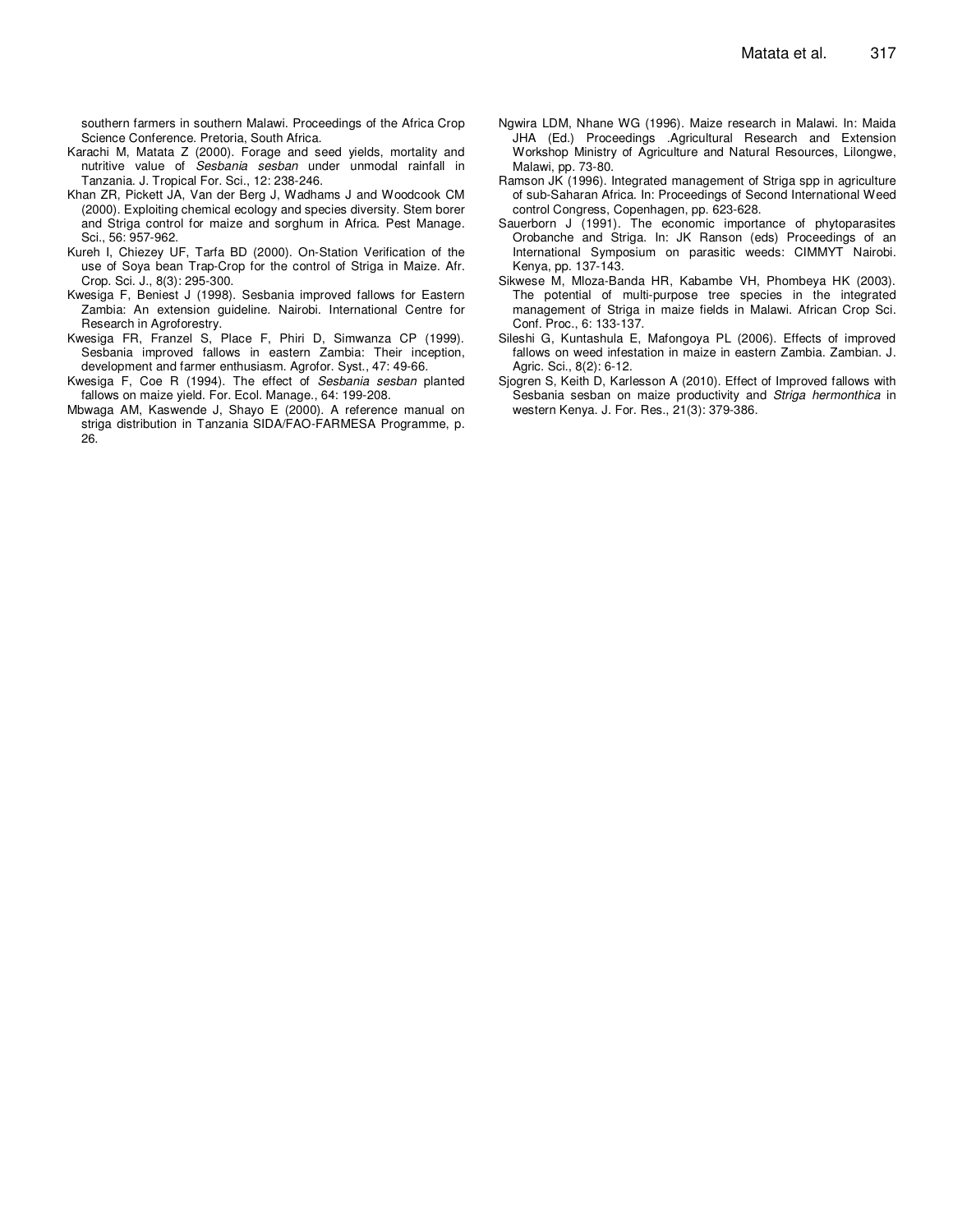southern farmers in southern Malawi. Proceedings of the Africa Crop Science Conference. Pretoria, South Africa.

Karachi M, Matata Z (2000). Forage and seed yields, mortality and nutritive value of *Sesbania sesban* under unmodal rainfall in Tanzania. J. Tropical For. Sci., 12: 238-246.

Khan ZR, Pickett JA, Van der Berg J, Wadhams J and Woodcook CM (2000). Exploiting chemical ecology and species diversity. Stem borer and Striga control for maize and sorghum in Africa. Pest Manage. Sci., 56: 957-962.

Kureh I, Chiezey UF, Tarfa BD (2000). On-Station Verification of the use of Soya bean Trap-Crop for the control of Striga in Maize. Afr. Crop. Sci. J., 8(3): 295-300.

Kwesiga F, Beniest J (1998). Sesbania improved fallows for Eastern Zambia: An extension guideline. Nairobi. International Centre for Research in Agroforestry.

Kwesiga FR, Franzel S, Place F, Phiri D, Simwanza CP (1999). Sesbania improved fallows in eastern Zambia: Their inception, development and farmer enthusiasm. Agrofor. Syst., 47: 49-66.

Kwesiga F, Coe R (1994). The effect of *Sesbania sesban* planted fallows on maize yield. For. Ecol. Manage., 64: 199-208.

Mbwaga AM, Kaswende J, Shayo E (2000). A reference manual on striga distribution in Tanzania SIDA/FAO-FARMESA Programme, p. 26.

Ngwira LDM, Nhane WG (1996). Maize research in Malawi. In: Maida JHA (Ed.) Proceedings .Agricultural Research and Extension Workshop Ministry of Agriculture and Natural Resources, Lilongwe, Malawi, pp. 73-80.

Ramson JK (1996). Integrated management of Striga spp in agriculture of sub-Saharan Africa. In: Proceedings of Second International Weed control Congress, Copenhagen, pp. 623-628.

Sauerborn J (1991). The economic importance of phytoparasites Orobanche and Striga. In: JK Ranson (eds) Proceedings of an International Symposium on parasitic weeds: CIMMYT Nairobi. Kenya, pp. 137-143.

Sikwese M, Mloza-Banda HR, Kabambe VH, Phombeya HK (2003). The potential of multi-purpose tree species in the integrated management of Striga in maize fields in Malawi. African Crop Sci. Conf. Proc., 6: 133-137.

Sileshi G, Kuntashula E, Mafongoya PL (2006). Effects of improved fallows on weed infestation in maize in eastern Zambia. Zambian. J. Agric. Sci., 8(2): 6-12.

Sjogren S, Keith D, Karlesson A (2010). Effect of Improved fallows with Sesbania sesban on maize productivity and *Striga hermonthica* in western Kenya. J. For. Res., 21(3): 379-386.